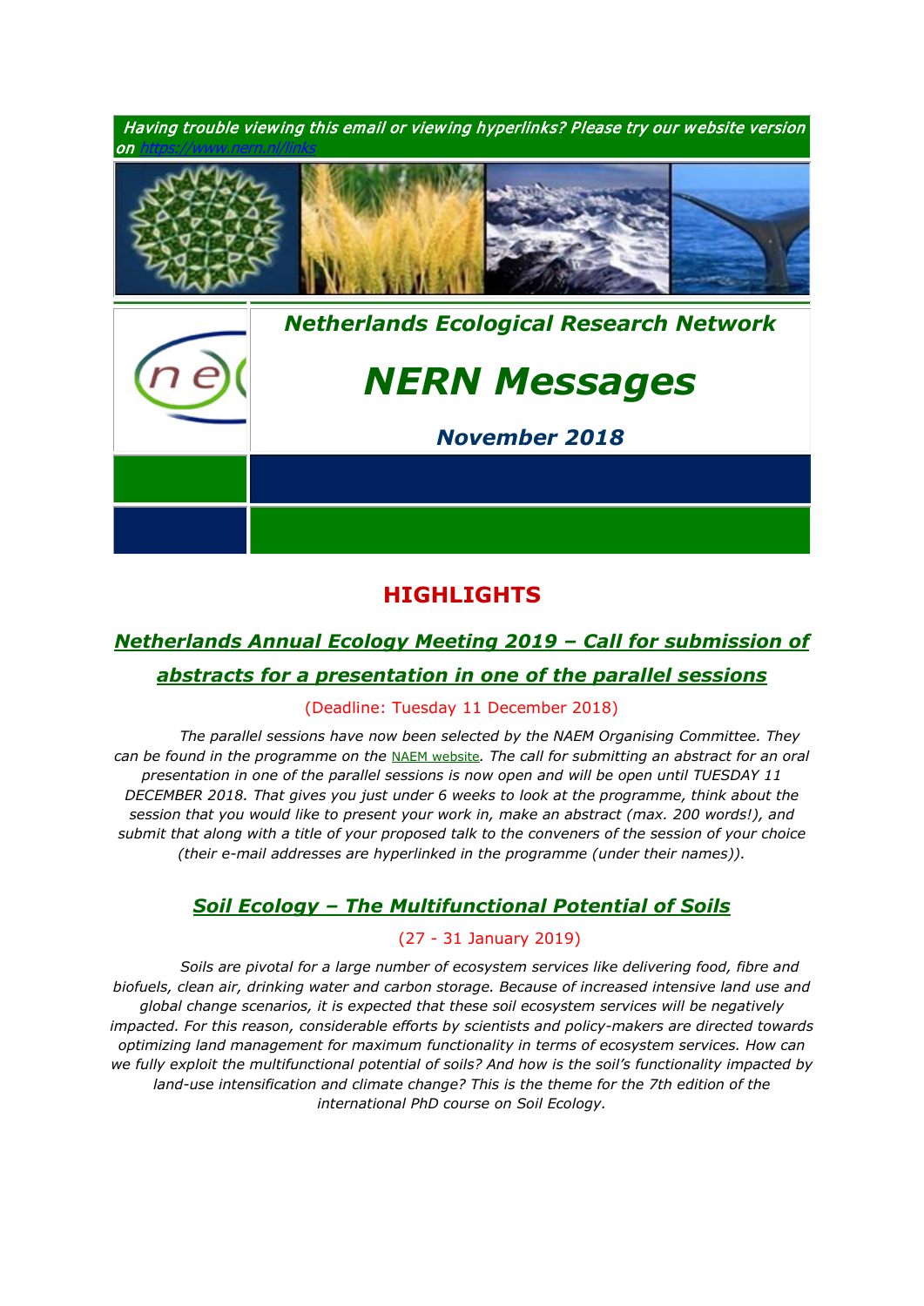*Having trouble viewing this email or viewing hyperlinks? Please try our website version on https://www.nern.nl/links*

*Netherlands Ecological Research Network*

# *NERN Messages*

***November 2018***

## HIGHLIGHTS

### *Netherlands Annual Ecology Meeting 2019 – Call for submission of abstracts for a presentation in one of the parallel sessions*

(Deadline: Tuesday 11 December 2018)

*The parallel sessions have now been selected by the NAEM Organising Committee. They can be found in the programme on the* NAEM website*. The call for submitting an abstract for an oral presentation in one of the parallel sessions is now open and will be open until TUESDAY 11 DECEMBER 2018. That gives you just under 6 weeks to look at the programme, think about the session that you would like to present your work in, make an abstract (max. 200 words!), and submit that along with a title of your proposed talk to the conveners of the session of your choice (their e-mail addresses are hyperlinked in the programme (under their names)).*

### *Soil Ecology – The Multifunctional Potential of Soils*

(27 - 31 January 2019)

*Soils are pivotal for a large number of ecosystem services like delivering food, fibre and biofuels, clean air, drinking water and carbon storage. Because of increased intensive land use and global change scenarios, it is expected that these soil ecosystem services will be negatively impacted. For this reason, considerable efforts by scientists and policy-makers are directed towards optimizing land management for maximum functionality in terms of ecosystem services. How can we fully exploit the multifunctional potential of soils? And how is the soil's functionality impacted by land-use intensification and climate change? This is the theme for the 7th edition of the international PhD course on Soil Ecology.*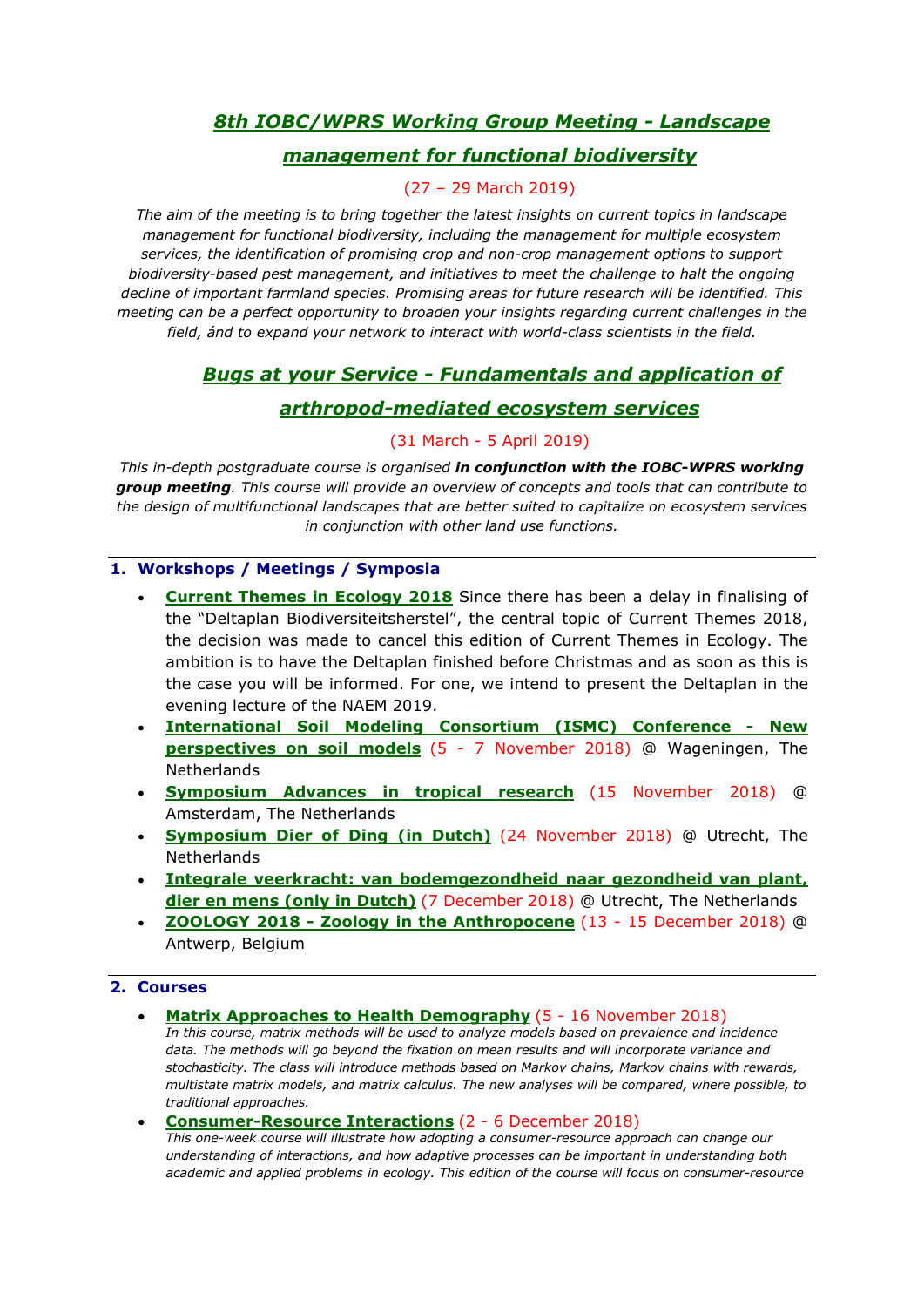## *8th IOBC/WPRS Working Group Meeting - Landscape management for functional biodiversity*

(27 – 29 March 2019)

*The aim of the meeting is to bring together the latest insights on current topics in landscape management for functional biodiversity, including the management for multiple ecosystem services, the identification of promising crop and non-crop management options to support biodiversity-based pest management, and initiatives to meet the challenge to halt the ongoing decline of important farmland species. Promising areas for future research will be identified. This meeting can be a perfect opportunity to broaden your insights regarding current challenges in the field, ánd to expand your network to interact with world-class scientists in the field.*

## *Bugs at your Service - Fundamentals and application of arthropod-mediated ecosystem services*

(31 March - 5 April 2019)

*This in-depth postgraduate course is organised **in conjunction with the IOBC-WPRS working group meeting**. This course will provide an overview of concepts and tools that can contribute to the design of multifunctional landscapes that are better suited to capitalize on ecosystem services in conjunction with other land use functions.*

### 1. Workshops / Meetings / Symposia

- **Current Themes in Ecology 2018** Since there has been a delay in finalising of the "Deltaplan Biodiversiteitsherstel", the central topic of Current Themes 2018, the decision was made to cancel this edition of Current Themes in Ecology. The ambition is to have the Deltaplan finished before Christmas and as soon as this is the case you will be informed. For one, we intend to present the Deltaplan in the evening lecture of the NAEM 2019.
- **International Soil Modeling Consortium (ISMC) Conference - New perspectives on soil models** (5 - 7 November 2018) @ Wageningen, The Netherlands
- **Symposium Advances in tropical research** (15 November 2018) @ Amsterdam, The Netherlands
- **Symposium Dier of Ding (in Dutch)** (24 November 2018) @ Utrecht, The Netherlands
- **Integrale veerkracht: van bodemgezondheid naar gezondheid van plant, dier en mens (only in Dutch)** (7 December 2018) @ Utrecht, The Netherlands
- **ZOOLOGY 2018 - Zoology in the Anthropocene** (13 - 15 December 2018) @ Antwerp, Belgium

### 2. Courses

- **Matrix Approaches to Health Demography** (5 - 16 November 2018)
  *In this course, matrix methods will be used to analyze models based on prevalence and incidence data. The methods will go beyond the fixation on mean results and will incorporate variance and stochasticity. The class will introduce methods based on Markov chains, Markov chains with rewards, multistate matrix models, and matrix calculus. The new analyses will be compared, where possible, to traditional approaches.*
- **Consumer-Resource Interactions** (2 - 6 December 2018)
  *This one-week course will illustrate how adopting a consumer-resource approach can change our understanding of interactions, and how adaptive processes can be important in understanding both academic and applied problems in ecology. This edition of the course will focus on consumer-resource*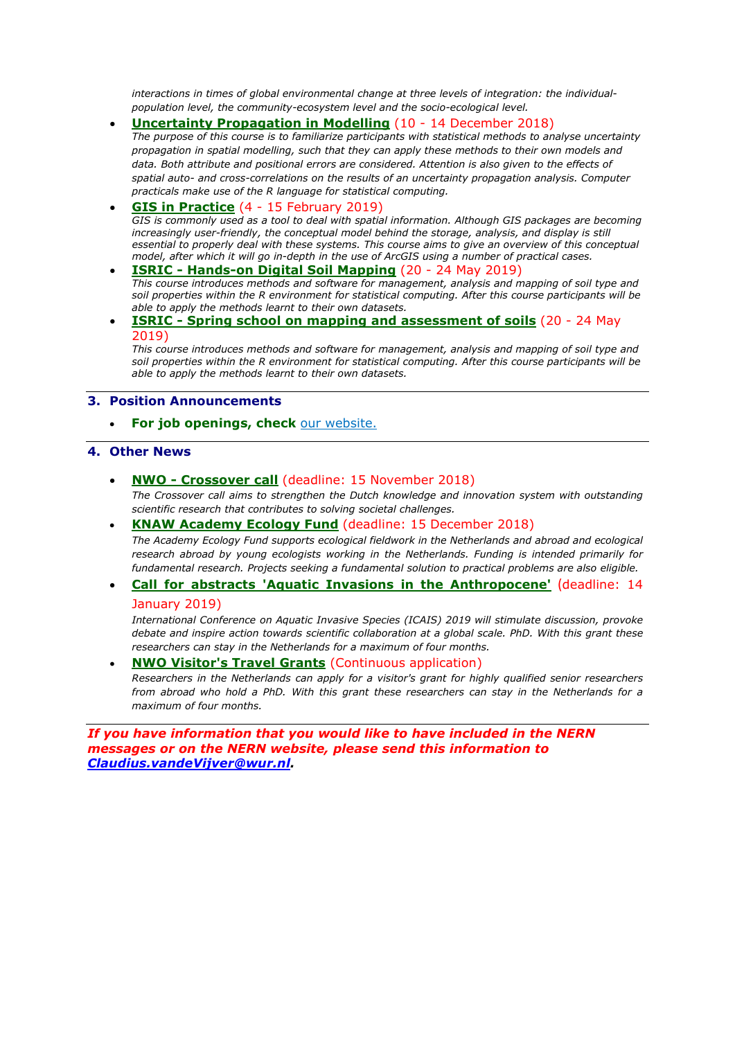*interactions in times of global environmental change at three levels of integration: the individual-population level, the community-ecosystem level and the socio-ecological level.*

- **Uncertainty Propagation in Modelling** (10 - 14 December 2018)
  *The purpose of this course is to familiarize participants with statistical methods to analyse uncertainty propagation in spatial modelling, such that they can apply these methods to their own models and data. Both attribute and positional errors are considered. Attention is also given to the effects of spatial auto- and cross-correlations on the results of an uncertainty propagation analysis. Computer practicals make use of the R language for statistical computing.*
- **GIS in Practice** (4 - 15 February 2019)
  *GIS is commonly used as a tool to deal with spatial information. Although GIS packages are becoming increasingly user-friendly, the conceptual model behind the storage, analysis, and display is still essential to properly deal with these systems. This course aims to give an overview of this conceptual model, after which it will go in-depth in the use of ArcGIS using a number of practical cases.*
- **ISRIC - Hands-on Digital Soil Mapping** (20 - 24 May 2019)
  *This course introduces methods and software for management, analysis and mapping of soil type and soil properties within the R environment for statistical computing. After this course participants will be able to apply the methods learnt to their own datasets.*
- **ISRIC - Spring school on mapping and assessment of soils** (20 - 24 May 2019)
  *This course introduces methods and software for management, analysis and mapping of soil type and soil properties within the R environment for statistical computing. After this course participants will be able to apply the methods learnt to their own datasets.*

## 3. Position Announcements

- **For job openings, check** our website.

## 4. Other News

- **NWO - Crossover call** (deadline: 15 November 2018)
  *The Crossover call aims to strengthen the Dutch knowledge and innovation system with outstanding scientific research that contributes to solving societal challenges.*
- **KNAW Academy Ecology Fund** (deadline: 15 December 2018)
  *The Academy Ecology Fund supports ecological fieldwork in the Netherlands and abroad and ecological research abroad by young ecologists working in the Netherlands. Funding is intended primarily for fundamental research. Projects seeking a fundamental solution to practical problems are also eligible.*
- **Call for abstracts 'Aquatic Invasions in the Anthropocene'** (deadline: 14 January 2019)
  *International Conference on Aquatic Invasive Species (ICAIS) 2019 will stimulate discussion, provoke debate and inspire action towards scientific collaboration at a global scale. PhD. With this grant these researchers can stay in the Netherlands for a maximum of four months.*
- **NWO Visitor's Travel Grants** (Continuous application)
  *Researchers in the Netherlands can apply for a visitor's grant for highly qualified senior researchers from abroad who hold a PhD. With this grant these researchers can stay in the Netherlands for a maximum of four months.*

***If you have information that you would like to have included in the NERN messages or on the NERN website, please send this information to Claudius.vandeVijver@wur.nl.***